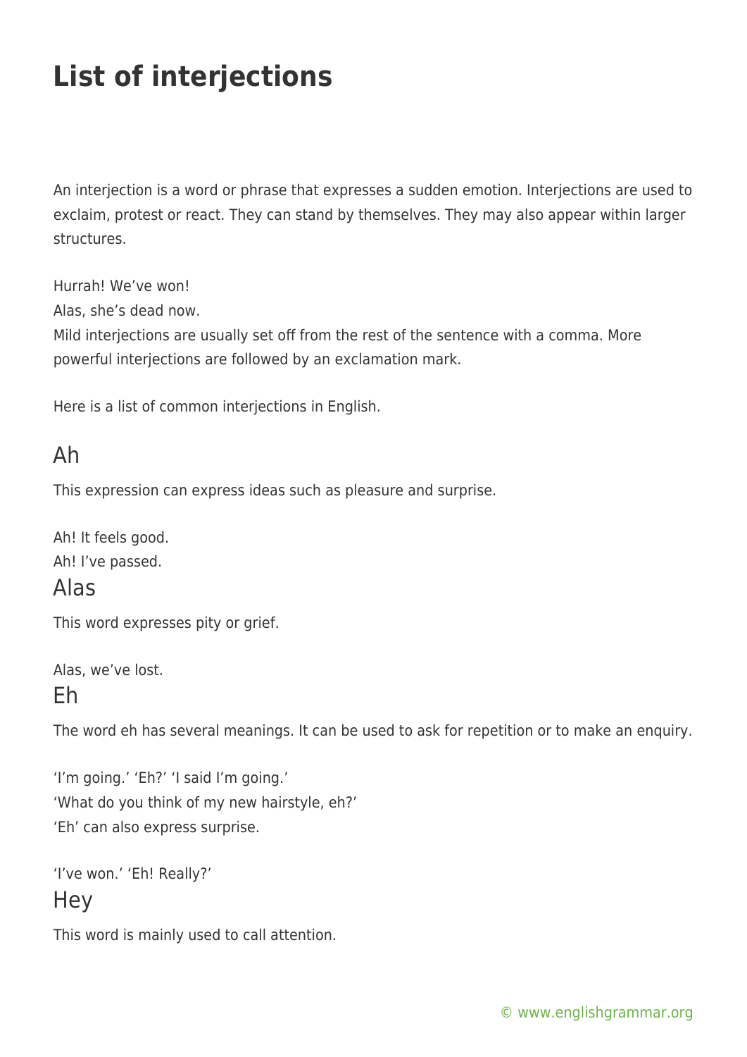# List of interjections

An interjection is a word or phrase that expresses a sudden emotion. Interjections are used to exclaim, protest or react. They can stand by themselves. They may also appear within larger structures.

Hurrah! We've won!
Alas, she's dead now.
Mild interjections are usually set off from the rest of the sentence with a comma. More powerful interjections are followed by an exclamation mark.

Here is a list of common interjections in English.

## Ah

This expression can express ideas such as pleasure and surprise.

Ah! It feels good.
Ah! I've passed.

## Alas

This word expresses pity or grief.

Alas, we've lost.

## Eh

The word eh has several meanings. It can be used to ask for repetition or to make an enquiry.

'I'm going.' 'Eh?' 'I said I'm going.'
'What do you think of my new hairstyle, eh?'
'Eh' can also express surprise.

'I've won.' 'Eh! Really?'

## Hey

This word is mainly used to call attention.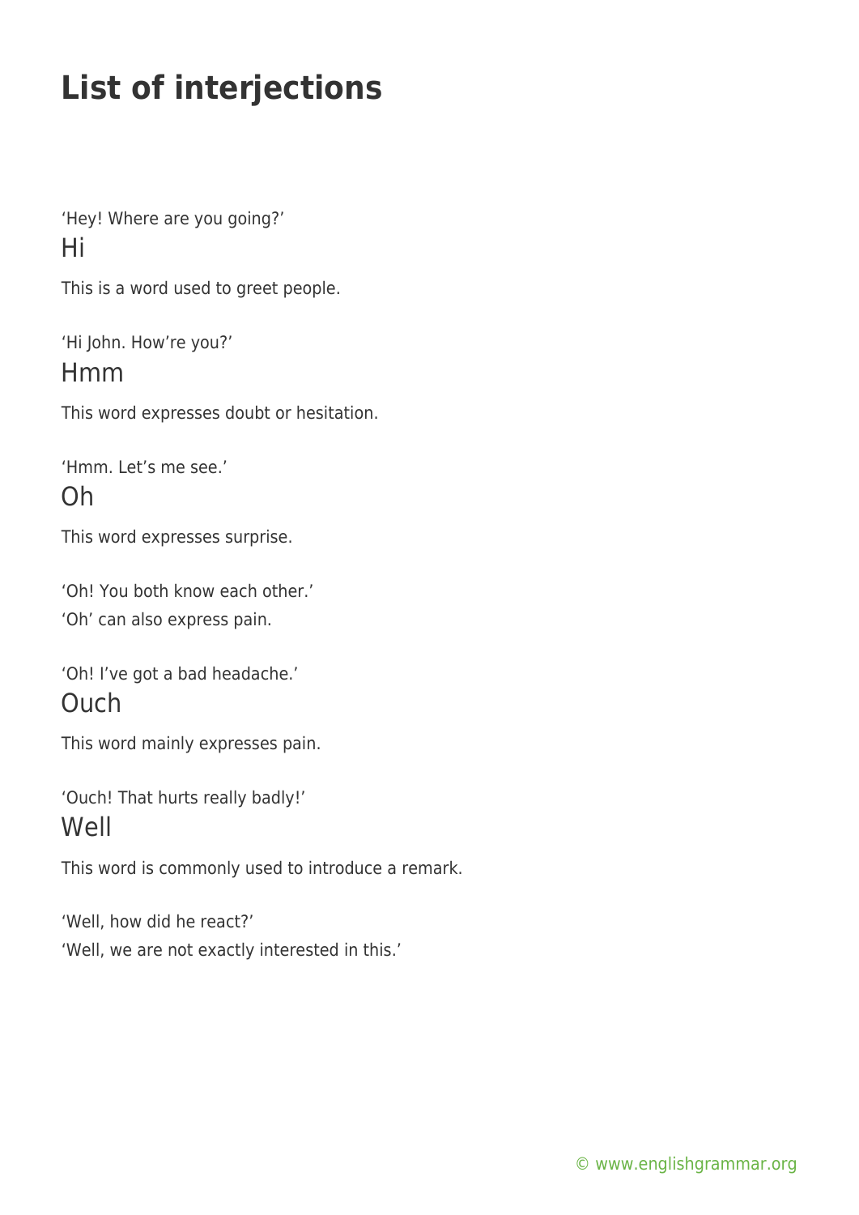# List of interjections

'Hey! Where are you going?'

## Hi

This is a word used to greet people.

'Hi John. How're you?'

## Hmm

This word expresses doubt or hesitation.

'Hmm. Let's me see.'

## Oh

This word expresses surprise.

'Oh! You both know each other.'

'Oh' can also express pain.

'Oh! I've got a bad headache.'

## Ouch

This word mainly expresses pain.

'Ouch! That hurts really badly!'

## Well

This word is commonly used to introduce a remark.

'Well, how did he react?'

'Well, we are not exactly interested in this.'